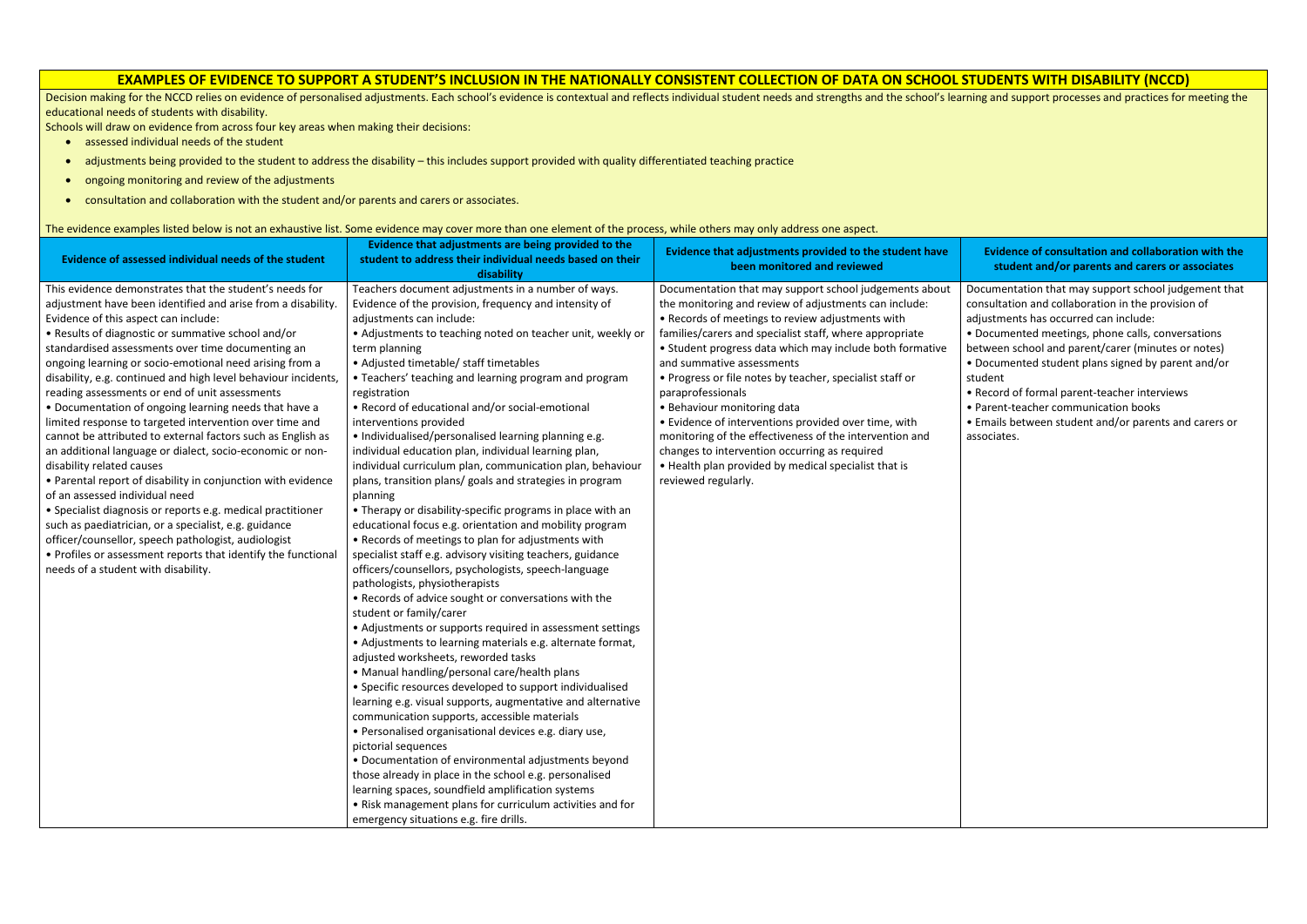# EXAMPLES OF EVIDENCE TO SUPPORT A STUDENT'S INCLUSION IN THE NATIONALLY CONSISTENT COLLECTION OF DATA ON SCHOOL STUDENTS WITH DISABILITY (NCCD)

Decision making for the NCCD relies on evidence of personalised adjustments. Each school's evidence is contextual and reflects individual student needs and strengths and the school's learning and support processes and practices for meeting the educational needs of students with disability.

Schools will draw on evidence from across four key areas when making their decisions:

- assessed individual needs of the student
- adjustments being provided to the student to address the disability – this includes support provided with quality differentiated teaching practice
- ongoing monitoring and review of the adjustments
- consultation and collaboration with the student and/or parents and carers or associates.

The evidence examples listed below is not an exhaustive list. Some evidence may cover more than one element of the process, while others may only address one aspect.

| Evidence of assessed individual needs of the student | Evidence that adjustments are being provided to the student to address their individual needs based on their disability | Evidence that adjustments provided to the student have been monitored and reviewed | Evidence of consultation and collaboration with the student and/or parents and carers or associates |
|---|---|---|---|
| This evidence demonstrates that the student's needs for adjustment have been identified and arise from a disability. Evidence of this aspect can include:<br>• Results of diagnostic or summative school and/or standardised assessments over time documenting an ongoing learning or socio-emotional need arising from a disability, e.g. continued and high level behaviour incidents, reading assessments or end of unit assessments<br>• Documentation of ongoing learning needs that have a limited response to targeted intervention over time and cannot be attributed to external factors such as English as an additional language or dialect, socio-economic or non-disability related causes<br>• Parental report of disability in conjunction with evidence of an assessed individual need<br>• Specialist diagnosis or reports e.g. medical practitioner such as paediatrician, or a specialist, e.g. guidance officer/counsellor, speech pathologist, audiologist<br>• Profiles or assessment reports that identify the functional needs of a student with disability. | Teachers document adjustments in a number of ways. Evidence of the provision, frequency and intensity of adjustments can include:<br>• Adjustments to teaching noted on teacher unit, weekly or term planning<br>• Adjusted timetable/ staff timetables<br>• Teachers' teaching and learning program and program registration<br>• Record of educational and/or social-emotional interventions provided<br>• Individualised/personalised learning planning e.g. individual education plan, individual learning plan, individual curriculum plan, communication plan, behaviour plans, transition plans/ goals and strategies in program planning<br>• Therapy or disability-specific programs in place with an educational focus e.g. orientation and mobility program<br>• Records of meetings to plan for adjustments with specialist staff e.g. advisory visiting teachers, guidance officers/counsellors, psychologists, speech-language pathologists, physiotherapists<br>• Records of advice sought or conversations with the student or family/carer<br>• Adjustments or supports required in assessment settings<br>• Adjustments to learning materials e.g. alternate format, adjusted worksheets, reworded tasks<br>• Manual handling/personal care/health plans<br>• Specific resources developed to support individualised learning e.g. visual supports, augmentative and alternative communication supports, accessible materials<br>• Personalised organisational devices e.g. diary use, pictorial sequences<br>• Documentation of environmental adjustments beyond those already in place in the school e.g. personalised learning spaces, soundfield amplification systems<br>• Risk management plans for curriculum activities and for emergency situations e.g. fire drills. | Documentation that may support school judgements about the monitoring and review of adjustments can include:<br>• Records of meetings to review adjustments with families/carers and specialist staff, where appropriate<br>• Student progress data which may include both formative and summative assessments<br>• Progress or file notes by teacher, specialist staff or paraprofessionals<br>• Behaviour monitoring data<br>• Evidence of interventions provided over time, with monitoring of the effectiveness of the intervention and changes to intervention occurring as required<br>• Health plan provided by medical specialist that is reviewed regularly. | Documentation that may support school judgement that consultation and collaboration in the provision of adjustments has occurred can include:<br>• Documented meetings, phone calls, conversations between school and parent/carer (minutes or notes)<br>• Documented student plans signed by parent and/or student<br>• Record of formal parent-teacher interviews<br>• Parent-teacher communication books<br>• Emails between student and/or parents and carers or associates. |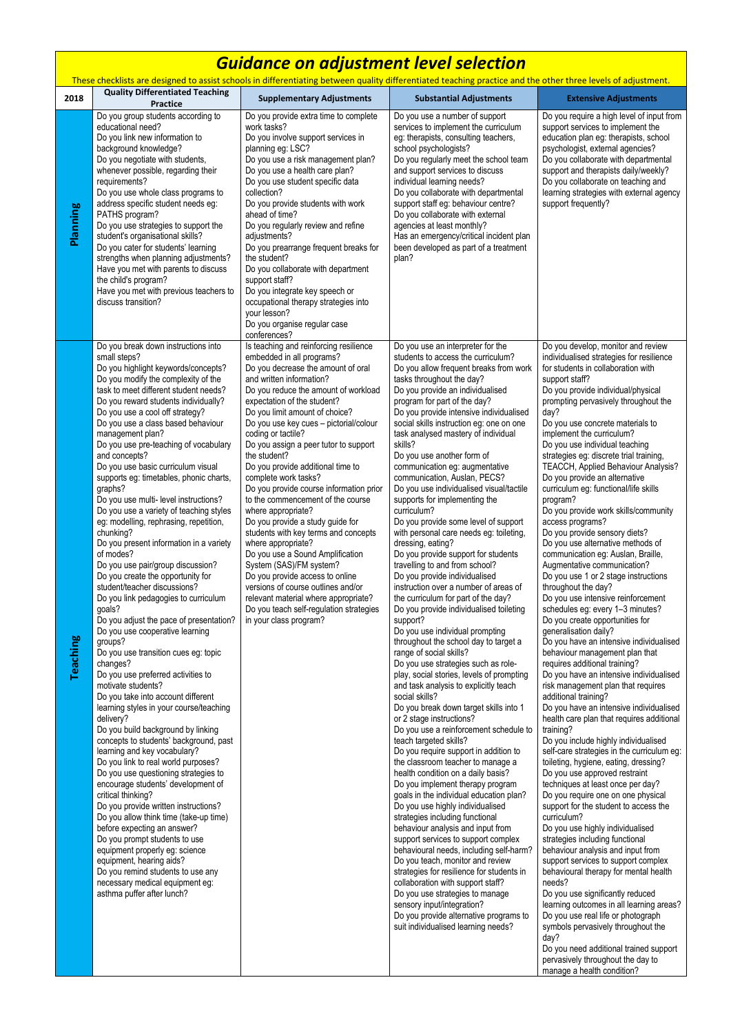# *Guidance on adjustment level selection*

These checklists are designed to assist schools in differentiating between quality differentiated teaching practice and the other three levels of adjustment.

| 2018 | Quality Differentiated Teaching Practice | Supplementary Adjustments | Substantial Adjustments | Extensive Adjustments |
|---|---|---|---|---|
| **Planning** | Do you group students according to educational need?<br>Do you link new information to background knowledge?<br>Do you negotiate with students, whenever possible, regarding their requirements?<br>Do you use whole class programs to address specific student needs eg: PATHS program?<br>Do you use strategies to support the student's organisational skills?<br>Do you cater for students' learning strengths when planning adjustments?<br>Have you met with parents to discuss the child's program?<br>Have you met with previous teachers to discuss transition? | Do you provide extra time to complete work tasks?<br>Do you involve support services in planning eg: LSC?<br>Do you use a risk management plan?<br>Do you use a health care plan?<br>Do you use student specific data collection?<br>Do you provide students with work ahead of time?<br>Do you regularly review and refine adjustments?<br>Do you prearrange frequent breaks for the student?<br>Do you collaborate with department support staff?<br>Do you integrate key speech or occupational therapy strategies into your lesson?<br>Do you organise regular case conferences? | Do you use a number of support services to implement the curriculum eg: therapists, consulting teachers, school psychologists?<br>Do you regularly meet the school team and support services to discuss individual learning needs?<br>Do you collaborate with departmental support staff eg: behaviour centre?<br>Do you collaborate with external agencies at least monthly?<br>Has an emergency/critical incident plan been developed as part of a treatment plan? | Do you require a high level of input from support services to implement the education plan eg: therapists, school psychologist, external agencies?<br>Do you collaborate with departmental support and therapists daily/weekly?<br>Do you collaborate on teaching and learning strategies with external agency support frequently? |
| **Teaching** | Do you break down instructions into small steps?<br>Do you highlight keywords/concepts?<br>Do you modify the complexity of the task to meet different student needs?<br>Do you reward students individually?<br>Do you use a cool off strategy?<br>Do you use a class based behaviour management plan?<br>Do you use pre-teaching of vocabulary and concepts?<br>Do you use basic curriculum visual supports eg: timetables, phonic charts, graphs?<br>Do you use multi- level instructions?<br>Do you use a variety of teaching styles eg: modelling, rephrasing, repetition, chunking?<br>Do you present information in a variety of modes?<br>Do you use pair/group discussion?<br>Do you create the opportunity for student/teacher discussions?<br>Do you link pedagogies to curriculum goals?<br>Do you adjust the pace of presentation?<br>Do you use cooperative learning groups?<br>Do you use transition cues eg: topic changes?<br>Do you use preferred activities to motivate students?<br>Do you take into account different learning styles in your course/teaching delivery?<br>Do you build background by linking concepts to students' background, past learning and key vocabulary?<br>Do you link to real world purposes?<br>Do you use questioning strategies to encourage students' development of critical thinking?<br>Do you provide written instructions?<br>Do you allow think time (take-up time) before expecting an answer?<br>Do you prompt students to use equipment properly eg: science equipment, hearing aids?<br>Do you remind students to use any necessary medical equipment eg: asthma puffer after lunch? | Is teaching and reinforcing resilience embedded in all programs?<br>Do you decrease the amount of oral and written information?<br>Do you reduce the amount of workload expectation of the student?<br>Do you limit amount of choice?<br>Do you use key cues – pictorial/colour coding or tactile?<br>Do you assign a peer tutor to support the student?<br>Do you provide additional time to complete work tasks?<br>Do you provide course information prior to the commencement of the course where appropriate?<br>Do you provide a study guide for students with key terms and concepts where appropriate?<br>Do you use a Sound Amplification System (SAS)/FM system?<br>Do you provide access to online versions of course outlines and/or relevant material where appropriate?<br>Do you teach self-regulation strategies in your class program? | Do you use an interpreter for the students to access the curriculum?<br>Do you allow frequent breaks from work tasks throughout the day?<br>Do you provide an individualised program for part of the day?<br>Do you provide intensive individualised social skills instruction eg: one on one task analysed mastery of individual skills?<br>Do you use another form of communication eg: augmentative communication, Auslan, PECS?<br>Do you use individualised visual/tactile supports for implementing the curriculum?<br>Do you provide some level of support with personal care needs eg: toileting, dressing, eating?<br>Do you provide support for students travelling to and from school?<br>Do you provide individualised instruction over a number of areas of the curriculum for part of the day?<br>Do you provide individualised toileting support?<br>Do you use individual prompting throughout the school day to target a range of social skills?<br>Do you use strategies such as role-play, social stories, levels of prompting and task analysis to explicitly teach social skills?<br>Do you break down target skills into 1 or 2 stage instructions?<br>Do you use a reinforcement schedule to teach targeted skills?<br>Do you require support in addition to the classroom teacher to manage a health condition on a daily basis?<br>Do you implement therapy program goals in the individual education plan?<br>Do you use highly individualised strategies including functional behaviour analysis and input from support services to support complex behavioural needs, including self-harm?<br>Do you teach, monitor and review strategies for resilience for students in collaboration with support staff?<br>Do you use strategies to manage sensory input/integration?<br>Do you provide alternative programs to suit individualised learning needs? | Do you develop, monitor and review individualised strategies for resilience for students in collaboration with support staff?<br>Do you provide individual/physical prompting pervasively throughout the day?<br>Do you use concrete materials to implement the curriculum?<br>Do you use individual teaching strategies eg: discrete trial training, TEACCH, Applied Behaviour Analysis?<br>Do you provide an alternative curriculum eg: functional/life skills program?<br>Do you provide work skills/community access programs?<br>Do you provide sensory diets?<br>Do you use alternative methods of communication eg: Auslan, Braille, Augmentative communication?<br>Do you use 1 or 2 stage instructions throughout the day?<br>Do you use intensive reinforcement schedules eg: every 1–3 minutes?<br>Do you create opportunities for generalisation daily?<br>Do you have an intensive individualised behaviour management plan that requires additional training?<br>Do you have an intensive individualised risk management plan that requires additional training?<br>Do you have an intensive individualised health care plan that requires additional training?<br>Do you include highly individualised self-care strategies in the curriculum eg: toileting, hygiene, eating, dressing?<br>Do you use approved restraint techniques at least once per day?<br>Do you require one on one physical support for the student to access the curriculum?<br>Do you use highly individualised strategies including functional behaviour analysis and input from support services to support complex behavioural therapy for mental health needs?<br>Do you use significantly reduced learning outcomes in all learning areas?<br>Do you use real life or photograph symbols pervasively throughout the day?<br>Do you need additional trained support pervasively throughout the day to manage a health condition? |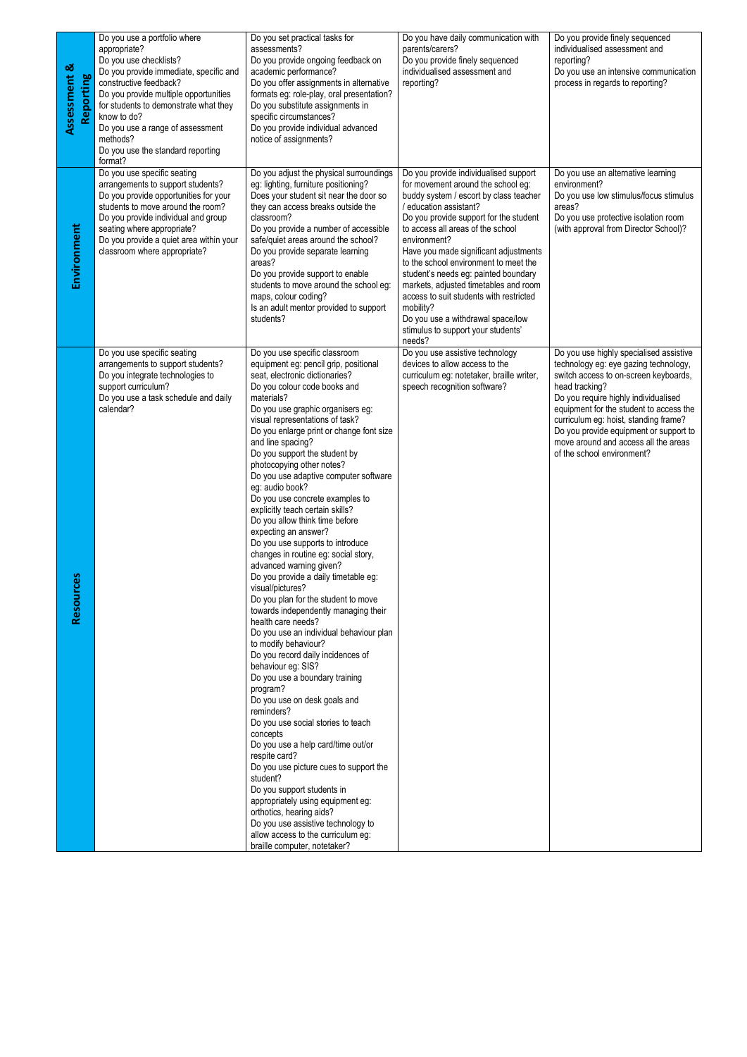| | | | | |
|---|---|---|---|---|
| **Assessment & Reporting** | Do you use a portfolio where appropriate?<br>Do you use checklists?<br>Do you provide immediate, specific and constructive feedback?<br>Do you provide multiple opportunities for students to demonstrate what they know to do?<br>Do you use a range of assessment methods?<br>Do you use the standard reporting format? | Do you set practical tasks for assessments?<br>Do you provide ongoing feedback on academic performance?<br>Do you offer assignments in alternative formats eg: role-play, oral presentation?<br>Do you substitute assignments in specific circumstances?<br>Do you provide individual advanced notice of assignments? | Do you have daily communication with parents/carers?<br>Do you provide finely sequenced individualised assessment and reporting? | Do you provide finely sequenced individualised assessment and reporting?<br>Do you use an intensive communication process in regards to reporting? |
| **Environment** | Do you use specific seating arrangements to support students?<br>Do you provide opportunities for your students to move around the room?<br>Do you provide individual and group seating where appropriate?<br>Do you provide a quiet area within your classroom where appropriate? | Do you adjust the physical surroundings eg: lighting, furniture positioning?<br>Does your student sit near the door so they can access breaks outside the classroom?<br>Do you provide a number of accessible safe/quiet areas around the school?<br>Do you provide separate learning areas?<br>Do you provide support to enable students to move around the school eg: maps, colour coding?<br>Is an adult mentor provided to support students? | Do you provide individualised support for movement around the school eg: buddy system / escort by class teacher / education assistant?<br>Do you provide support for the student to access all areas of the school environment?<br>Have you made significant adjustments to the school environment to meet the student's needs eg: painted boundary markets, adjusted timetables and room access to suit students with restricted mobility?<br>Do you use a withdrawal space/low stimulus to support your students' needs? | Do you use an alternative learning environment?<br>Do you use low stimulus/focus stimulus areas?<br>Do you use protective isolation room (with approval from Director School)? |
| **Resources** | Do you use specific seating arrangements to support students?<br>Do you integrate technologies to support curriculum?<br>Do you use a task schedule and daily calendar? | Do you use specific classroom equipment eg: pencil grip, positional seat, electronic dictionaries?<br>Do you colour code books and materials?<br>Do you use graphic organisers eg: visual representations of task?<br>Do you enlarge print or change font size and line spacing?<br>Do you support the student by photocopying other notes?<br>Do you use adaptive computer software eg: audio book?<br>Do you use concrete examples to explicitly teach certain skills?<br>Do you allow think time before expecting an answer?<br>Do you use supports to introduce changes in routine eg: social story, advanced warning given?<br>Do you provide a daily timetable eg: visual/pictures?<br>Do you plan for the student to move towards independently managing their health care needs?<br>Do you use an individual behaviour plan to modify behaviour?<br>Do you record daily incidences of behaviour eg: SIS?<br>Do you use a boundary training program?<br>Do you use on desk goals and reminders?<br>Do you use social stories to teach concepts<br>Do you use a help card/time out/or respite card?<br>Do you use picture cues to support the student?<br>Do you support students in appropriately using equipment eg: orthotics, hearing aids?<br>Do you use assistive technology to allow access to the curriculum eg: braille computer, notetaker? | Do you use assistive technology devices to allow access to the curriculum eg: notetaker, braille writer, speech recognition software? | Do you use highly specialised assistive technology eg: eye gazing technology, switch access to on-screen keyboards, head tracking?<br>Do you require highly individualised equipment for the student to access the curriculum eg: hoist, standing frame?<br>Do you provide equipment or support to move around and access all the areas of the school environment? |